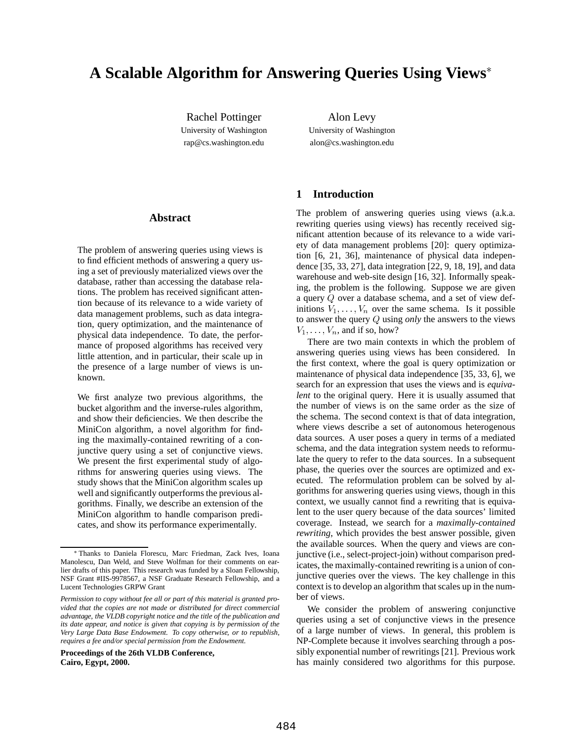# A Scalable Algorithm for Answering Queries Using Views*

Rachel Pottinger
University of Washington
rap@cs.washington.edu

Alon Levy
University of Washington
alon@cs.washington.edu

## Abstract

The problem of answering queries using views is to find efficient methods of answering a query using a set of previously materialized views over the database, rather than accessing the database relations. The problem has received significant attention because of its relevance to a wide variety of data management problems, such as data integration, query optimization, and the maintenance of physical data independence. To date, the performance of proposed algorithms has received very little attention, and in particular, their scale up in the presence of a large number of views is unknown.

We first analyze two previous algorithms, the bucket algorithm and the inverse-rules algorithm, and show their deficiencies. We then describe the MiniCon algorithm, a novel algorithm for finding the maximally-contained rewriting of a conjunctive query using a set of conjunctive views. We present the first experimental study of algorithms for answering queries using views. The study shows that the MiniCon algorithm scales up well and significantly outperforms the previous algorithms. Finally, we describe an extension of the MiniCon algorithm to handle comparison predicates, and show its performance experimentally.

*Thanks to Daniela Florescu, Marc Friedman, Zack Ives, Ioana Manolescu, Dan Weld, and Steve Wolfman for their comments on earlier drafts of this paper. This research was funded by a Sloan Fellowship, NSF Grant #IIS-9978567, a NSF Graduate Research Fellowship, and a Lucent Technologies GRPW Grant

*Permission to copy without fee all or part of this material is granted provided that the copies are not made or distributed for direct commercial advantage, the VLDB copyright notice and the title of the publication and its date appear, and notice is given that copying is by permission of the Very Large Data Base Endowment. To copy otherwise, or to republish, requires a fee and/or special permission from the Endowment.*

**Proceedings of the 26th VLDB Conference, Cairo, Egypt, 2000.**

## 1 Introduction

The problem of answering queries using views (a.k.a. rewriting queries using views) has recently received significant attention because of its relevance to a wide variety of data management problems [20]: query optimization [6, 21, 36], maintenance of physical data independence [35, 33, 27], data integration [22, 9, 18, 19], and data warehouse and web-site design [16, 32]. Informally speaking, the problem is the following. Suppose we are given a query $Q$ over a database schema, and a set of view definitions $V_1, \ldots, V_n$ over the same schema. Is it possible to answer the query $Q$ using *only* the answers to the views $V_1, \ldots, V_n$, and if so, how?

There are two main contexts in which the problem of answering queries using views has been considered. In the first context, where the goal is query optimization or maintenance of physical data independence [35, 33, 6], we search for an expression that uses the views and is *equivalent* to the original query. Here it is usually assumed that the number of views is on the same order as the size of the schema. The second context is that of data integration, where views describe a set of autonomous heterogenous data sources. A user poses a query in terms of a mediated schema, and the data integration system needs to reformulate the query to refer to the data sources. In a subsequent phase, the queries over the sources are optimized and executed. The reformulation problem can be solved by algorithms for answering queries using views, though in this context, we usually cannot find a rewriting that is equivalent to the user query because of the data sources' limited coverage. Instead, we search for a *maximally-contained rewriting*, which provides the best answer possible, given the available sources. When the query and views are conjunctive (i.e., select-project-join) without comparison predicates, the maximally-contained rewriting is a union of conjunctive queries over the views. The key challenge in this context is to develop an algorithm that scales up in the number of views.

We consider the problem of answering conjunctive queries using a set of conjunctive views in the presence of a large number of views. In general, this problem is NP-Complete because it involves searching through a possibly exponential number of rewritings [21]. Previous work has mainly considered two algorithms for this purpose.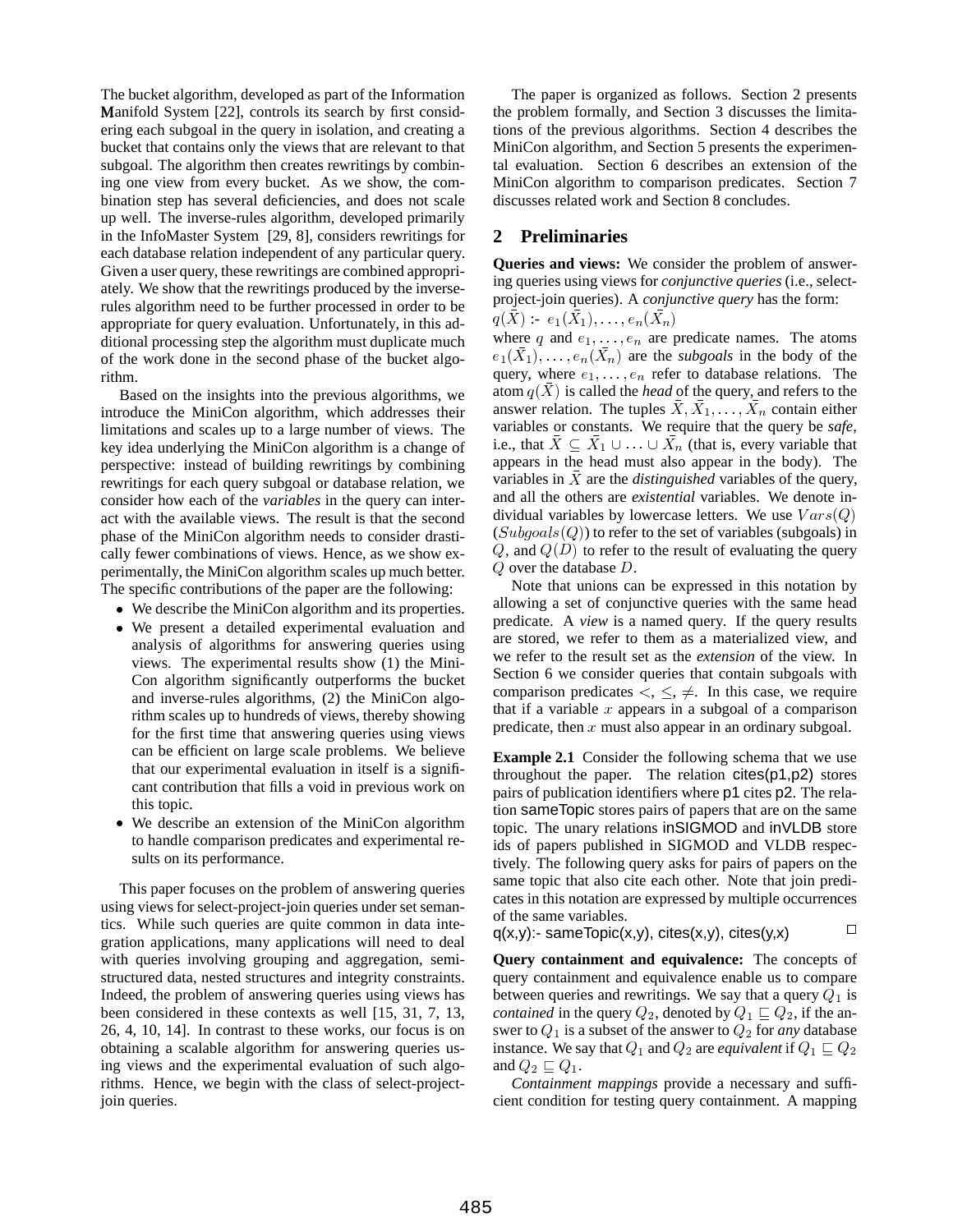The bucket algorithm, developed as part of the Information Manifold System [22], controls its search by first considering each subgoal in the query in isolation, and creating a bucket that contains only the views that are relevant to that subgoal. The algorithm then creates rewritings by combining one view from every bucket. As we show, the combination step has several deficiencies, and does not scale up well. The inverse-rules algorithm, developed primarily in the InfoMaster System [29, 8], considers rewritings for each database relation independent of any particular query. Given a user query, these rewritings are combined appropriately. We show that the rewritings produced by the inverse-rules algorithm need to be further processed in order to be appropriate for query evaluation. Unfortunately, in this additional processing step the algorithm must duplicate much of the work done in the second phase of the bucket algorithm.

Based on the insights into the previous algorithms, we introduce the MiniCon algorithm, which addresses their limitations and scales up to a large number of views. The key idea underlying the MiniCon algorithm is a change of perspective: instead of building rewritings for each query subgoal or database relation, we consider how each of the *variables* in the query can interact with the available views. The result is that the second phase of the MiniCon algorithm needs to consider drastically fewer combinations of views. Hence, as we show experimentally, the MiniCon algorithm scales up much better. The specific contributions of the paper are the following:

- We describe the MiniCon algorithm and its properties.
- We present a detailed experimental evaluation and analysis of algorithms for answering queries using views. The experimental results show (1) the MiniCon algorithm significantly outperforms the bucket and inverse-rules algorithms, (2) the MiniCon algorithm scales up to hundreds of views, thereby showing for the first time that answering queries using views can be efficient on large scale problems. We believe that our experimental evaluation in itself is a significant contribution that fills a void in previous work on this topic.
- We describe an extension of the MiniCon algorithm to handle comparison predicates and experimental results on its performance.

This paper focuses on the problem of answering queries using views for select-project-join queries under set semantics. While such queries are quite common in data integration applications, many applications will need to deal with queries involving grouping and aggregation, semi-structured data, nested structures and integrity constraints. Indeed, the problem of answering queries using views has been considered in these contexts as well [15, 31, 7, 13, 26, 4, 10, 14]. In contrast to these works, our focus is on obtaining a scalable algorithm for answering queries using views and the experimental evaluation of such algorithms. Hence, we begin with the class of select-project-join queries.

The paper is organized as follows. Section 2 presents the problem formally, and Section 3 discusses the limitations of the previous algorithms. Section 4 describes the MiniCon algorithm, and Section 5 presents the experimental evaluation. Section 6 describes an extension of the MiniCon algorithm to comparison predicates. Section 7 discusses related work and Section 8 concludes.

## 2 Preliminaries

**Queries and views:** We consider the problem of answering queries using views for *conjunctive queries* (i.e., select-project-join queries). A *conjunctive query* has the form:

$q(\bar{X})$ :- $e_1(\bar{X}_1), \ldots, e_n(\bar{X}_n)$

where $q$ and $e_1, \ldots, e_n$ are predicate names. The atoms $e_1(\bar{X}_1), \ldots, e_n(\bar{X}_n)$ are the ***subgoals*** in the body of the query, where $e_1, \ldots, e_n$ refer to database relations. The atom $q(\bar{X})$ is called the ***head*** of the query, and refers to the answer relation. The tuples $\bar{X}, \bar{X}_1, \ldots, \bar{X}_n$ contain either variables or constants. We require that the query be ***safe***, i.e., that $\bar{X} \subseteq \bar{X}_1 \cup \ldots \cup \bar{X}_n$ (that is, every variable that appears in the head must also appear in the body). The variables in $\bar{X}$ are the *distinguished* variables of the query, and all the others are *existential* variables. We denote individual variables by lowercase letters. We use $Vars(Q)$ ($Subgoals(Q)$) to refer to the set of variables (subgoals) in $Q$, and $Q(D)$ to refer to the result of evaluating the query $Q$ over the database $D$.

Note that unions can be expressed in this notation by allowing a set of conjunctive queries with the same head predicate. A *view* is a named query. If the query results are stored, we refer to them as a materialized view, and we refer to the result set as the *extension* of the view. In Section 6 we consider queries that contain subgoals with comparison predicates $<, \leq, \neq$. In this case, we require that if a variable $x$ appears in a subgoal of a comparison predicate, then $x$ must also appear in an ordinary subgoal.

**Example 2.1** Consider the following schema that we use throughout the paper. The relation cites(p1,p2) stores pairs of publication identifiers where p1 cites p2. The relation sameTopic stores pairs of papers that are on the same topic. The unary relations inSIGMOD and inVLDB store ids of papers published in SIGMOD and VLDB respectively. The following query asks for pairs of papers on the same topic that also cite each other. Note that join predicates in this notation are expressed by multiple occurrences of the same variables.

q(x,y):- sameTopic(x,y), cites(x,y), cites(y,x) □

**Query containment and equivalence:** The concepts of query containment and equivalence enable us to compare between queries and rewritings. We say that a query $Q_1$ is *contained* in the query $Q_2$, denoted by $Q_1 \sqsubseteq Q_2$, if the answer to $Q_1$ is a subset of the answer to $Q_2$ for *any* database instance. We say that $Q_1$ and $Q_2$ are *equivalent* if $Q_1 \sqsubseteq Q_2$ and $Q_2 \sqsubseteq Q_1$.

*Containment mappings* provide a necessary and sufficient condition for testing query containment. A mapping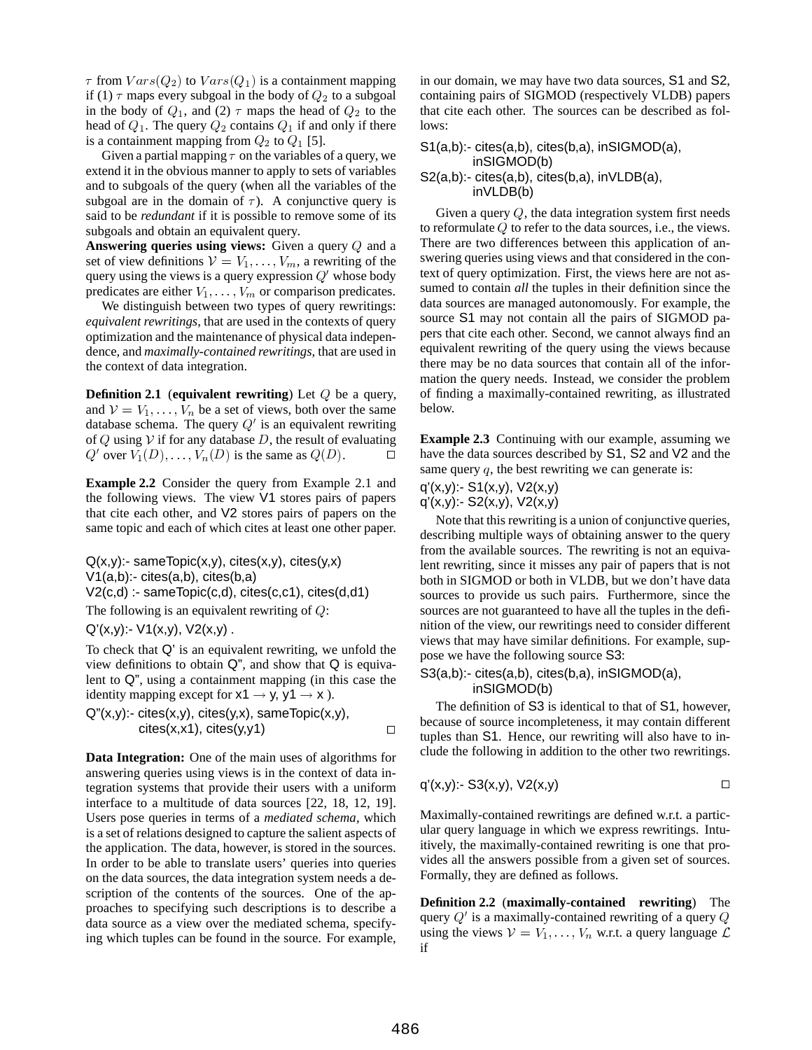$\tau$ from $Vars(Q_2)$ to $Vars(Q_1)$ is a containment mapping if (1) $\tau$ maps every subgoal in the body of $Q_2$ to a subgoal in the body of $Q_1$, and (2) $\tau$ maps the head of $Q_2$ to the head of $Q_1$. The query $Q_2$ contains $Q_1$ if and only if there is a containment mapping from $Q_2$ to $Q_1$ [5].

Given a partial mapping $\tau$ on the variables of a query, we extend it in the obvious manner to apply to sets of variables and to subgoals of the query (when all the variables of the subgoal are in the domain of $\tau$). A conjunctive query is said to be *redundant* if it is possible to remove some of its subgoals and obtain an equivalent query.

**Answering queries using views:** Given a query $Q$ and a set of view definitions $\mathcal{V} = V_1, \ldots, V_m$, a rewriting of the query using the views is a query expression $Q'$ whose body predicates are either $V_1, \ldots, V_m$ or comparison predicates.

We distinguish between two types of query rewritings: *equivalent rewritings*, that are used in the contexts of query optimization and the maintenance of physical data independence, and *maximally-contained rewritings*, that are used in the context of data integration.

**Definition 2.1** (**equivalent rewriting**) Let $Q$ be a query, and $\mathcal{V} = V_1, \ldots, V_n$ be a set of views, both over the same database schema. The query $Q'$ is an equivalent rewriting of $Q$ using $\mathcal{V}$ if for any database $D$, the result of evaluating $Q'$ over $V_1(D), \ldots, V_n(D)$ is the same as $Q(D)$. □

**Example 2.2** Consider the query from Example 2.1 and the following views. The view V1 stores pairs of papers that cite each other, and V2 stores pairs of papers on the same topic and each of which cites at least one other paper.

```
Q(x,y):- sameTopic(x,y), cites(x,y), cites(y,x)
V1(a,b):- cites(a,b), cites(b,a)
V2(c,d) :- sameTopic(c,d), cites(c,c1), cites(d,d1)
```

The following is an equivalent rewriting of $Q$:

```
Q'(x,y):- V1(x,y), V2(x,y) .
```

To check that Q' is an equivalent rewriting, we unfold the view definitions to obtain Q", and show that Q is equivalent to Q", using a containment mapping (in this case the identity mapping except for x1 → y, y1 → x ).

```
Q"(x,y):- cites(x,y), cites(y,x), sameTopic(x,y),
        cites(x,x1), cites(y,y1)
```

□

**Data Integration:** One of the main uses of algorithms for answering queries using views is in the context of data integration systems that provide their users with a uniform interface to a multitude of data sources [22, 18, 12, 19]. Users pose queries in terms of a *mediated schema*, which is a set of relations designed to capture the salient aspects of the application. The data, however, is stored in the sources. In order to be able to translate users' queries into queries on the data sources, the data integration system needs a description of the contents of the sources. One of the approaches to specifying such descriptions is to describe a data source as a view over the mediated schema, specifying which tuples can be found in the source. For example, in our domain, we may have two data sources, S1 and S2, containing pairs of SIGMOD (respectively VLDB) papers that cite each other. The sources can be described as follows:

```
S1(a,b):- cites(a,b), cites(b,a), inSIGMOD(a),
        inSIGMOD(b)
S2(a,b):- cites(a,b), cites(b,a), inVLDB(a),
        inVLDB(b)
```

Given a query $Q$, the data integration system first needs to reformulate $Q$ to refer to the data sources, i.e., the views. There are two differences between this application of answering queries using views and that considered in the context of query optimization. First, the views here are not assumed to contain *all* the tuples in their definition since the data sources are managed autonomously. For example, the source S1 may not contain all the pairs of SIGMOD papers that cite each other. Second, we cannot always find an equivalent rewriting of the query using the views because there may be no data sources that contain all of the information the query needs. Instead, we consider the problem of finding a maximally-contained rewriting, as illustrated below.

**Example 2.3** Continuing with our example, assuming we have the data sources described by S1, S2 and V2 and the same query $q$, the best rewriting we can generate is:

```
q'(x,y):- S1(x,y), V2(x,y)
q'(x,y):- S2(x,y), V2(x,y)
```

Note that this rewriting is a union of conjunctive queries, describing multiple ways of obtaining answer to the query from the available sources. The rewriting is not an equivalent rewriting, since it misses any pair of papers that is not both in SIGMOD or both in VLDB, but we don't have data sources to provide us such pairs. Furthermore, since the sources are not guaranteed to have all the tuples in the definition of the view, our rewritings need to consider different views that may have similar definitions. For example, suppose we have the following source S3:

```
S3(a,b):- cites(a,b), cites(b,a), inSIGMOD(a),
        inSIGMOD(b)
```

The definition of S3 is identical to that of S1, however, because of source incompleteness, it may contain different tuples than S1. Hence, our rewriting will also have to include the following in addition to the other two rewritings.

```
q'(x,y):- S3(x,y), V2(x,y)
```

□

Maximally-contained rewritings are defined w.r.t. a particular query language in which we express rewritings. Intuitively, the maximally-contained rewriting is one that provides all the answers possible from a given set of sources. Formally, they are defined as follows.

**Definition 2.2** (**maximally-contained rewriting**) The query $Q'$ is a maximally-contained rewriting of a query $Q$ using the views $\mathcal{V} = V_1, \ldots, V_n$ w.r.t. a query language $\mathcal{L}$ if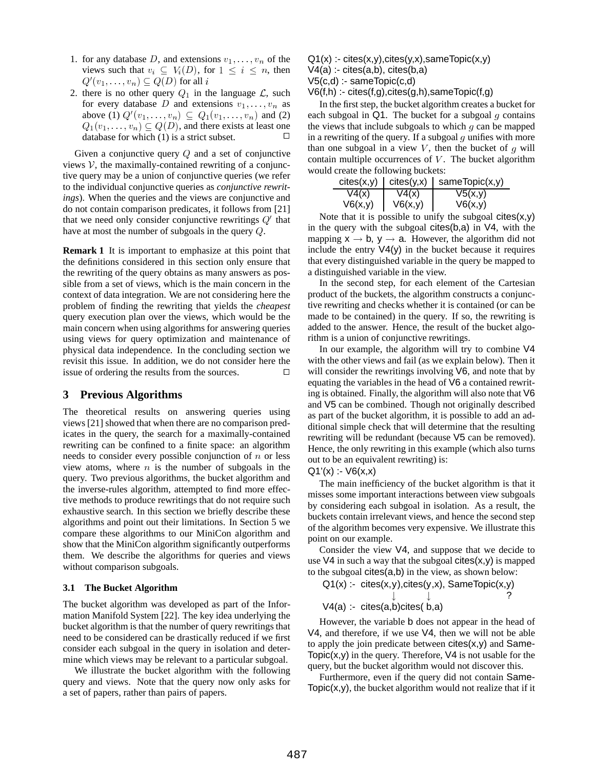1. for any database $D$, and extensions $v_1, \ldots, v_n$ of the views such that $v_i \subseteq V_i(D)$, for $1 \leq i \leq n$, then $Q'(v_1, \ldots, v_n) \subseteq Q(D)$ for all $i$
2. there is no other query $Q_1$ in the language $\mathcal{L}$, such for every database $D$ and extensions $v_1, \ldots, v_n$ as above (1) $Q'(v_1, \ldots, v_n) \subseteq Q_1(v_1, \ldots, v_n)$ and (2) $Q_1(v_1, \ldots, v_n) \subseteq Q(D)$, and there exists at least one database for which (1) is a strict subset. □

Given a conjunctive query $Q$ and a set of conjunctive views $\mathcal{V}$, the maximally-contained rewriting of a conjunctive query may be a union of conjunctive queries (we refer to the individual conjunctive queries as *conjunctive rewritings*). When the queries and the views are conjunctive and do not contain comparison predicates, it follows from [21] that we need only consider conjunctive rewritings $Q'$ that have at most the number of subgoals in the query $Q$.

**Remark 1** It is important to emphasize at this point that the definitions considered in this section only ensure that the rewriting of the query obtains as many answers as possible from a set of views, which is the main concern in the context of data integration. We are not considering here the problem of finding the rewriting that yields the *cheapest* query execution plan over the views, which would be the main concern when using algorithms for answering queries using views for query optimization and maintenance of physical data independence. In the concluding section we revisit this issue. In addition, we do not consider here the issue of ordering the results from the sources. □

## 3 Previous Algorithms

The theoretical results on answering queries using views [21] showed that when there are no comparison predicates in the query, the search for a maximally-contained rewriting can be confined to a finite space: an algorithm needs to consider every possible conjunction of $n$ or less view atoms, where $n$ is the number of subgoals in the query. Two previous algorithms, the bucket algorithm and the inverse-rules algorithm, attempted to find more effective methods to produce rewritings that do not require such exhaustive search. In this section we briefly describe these algorithms and point out their limitations. In Section 5 we compare these algorithms to our MiniCon algorithm and show that the MiniCon algorithm significantly outperforms them. We describe the algorithms for queries and views without comparison subgoals.

### 3.1 The Bucket Algorithm

The bucket algorithm was developed as part of the Information Manifold System [22]. The key idea underlying the bucket algorithm is that the number of query rewritings that need to be considered can be drastically reduced if we first consider each subgoal in the query in isolation and determine which views may be relevant to a particular subgoal.

We illustrate the bucket algorithm with the following query and views. Note that the query now only asks for a set of papers, rather than pairs of papers.

```
Q1(x) :- cites(x,y),cites(y,x),sameTopic(x,y)
V4(a) :- cites(a,b), cites(b,a)
V5(c,d) :- sameTopic(c,d)
V6(f,h) :- cites(f,g),cites(g,h),sameTopic(f,g)
```

In the first step, the bucket algorithm creates a bucket for each subgoal in Q1. The bucket for a subgoal $g$ contains the views that include subgoals to which $g$ can be mapped in a rewriting of the query. If a subgoal $g$ unifies with more than one subgoal in a view $V$, then the bucket of $g$ will contain multiple occurrences of $V$. The bucket algorithm would create the following buckets:

| cites(x,y) | cites(y,x) | sameTopic(x,y) |
|---|---|---|
| V4(x) | V4(x) | V5(x,y) |
| V6(x,y) | V6(x,y) | V6(x,y) |

Note that it is possible to unify the subgoal cites(x,y) in the query with the subgoal cites(b,a) in V4, with the mapping x → b, y → a. However, the algorithm did not include the entry V4(y) in the bucket because it requires that every distinguished variable in the query be mapped to a distinguished variable in the view.

In the second step, for each element of the Cartesian product of the buckets, the algorithm constructs a conjunctive rewriting and checks whether it is contained (or can be made to be contained) in the query. If so, the rewriting is added to the answer. Hence, the result of the bucket algorithm is a union of conjunctive rewritings.

In our example, the algorithm will try to combine V4 with the other views and fail (as we explain below). Then it will consider the rewritings involving V6, and note that by equating the variables in the head of V6 a contained rewriting is obtained. Finally, the algorithm will also note that V6 and V5 can be combined. Though not originally described as part of the bucket algorithm, it is possible to add an additional simple check that will determine that the resulting rewriting will be redundant (because V5 can be removed). Hence, the only rewriting in this example (which also turns out to be an equivalent rewriting) is:

```
Q1'(x) :- V6(x,x)
```

The main inefficiency of the bucket algorithm is that it misses some important interactions between view subgoals by considering each subgoal in isolation. As a result, the buckets contain irrelevant views, and hence the second step of the algorithm becomes very expensive. We illustrate this point on our example.

Consider the view V4, and suppose that we decide to use V4 in such a way that the subgoal cites(x,y) is mapped to the subgoal cites(a,b) in the view, as shown below:

```
Q1(x) :-  cites(x,y),cites(y,x), SameTopic(x,y)
              ↓          ↓                 ?
V4(a) :-  cites(a,b)cites( b,a)
```

However, the variable b does not appear in the head of V4, and therefore, if we use V4, then we will not be able to apply the join predicate between cites(x,y) and SameTopic(x,y) in the query. Therefore, V4 is not usable for the query, but the bucket algorithm would not discover this.

Furthermore, even if the query did not contain SameTopic(x,y), the bucket algorithm would not realize that if it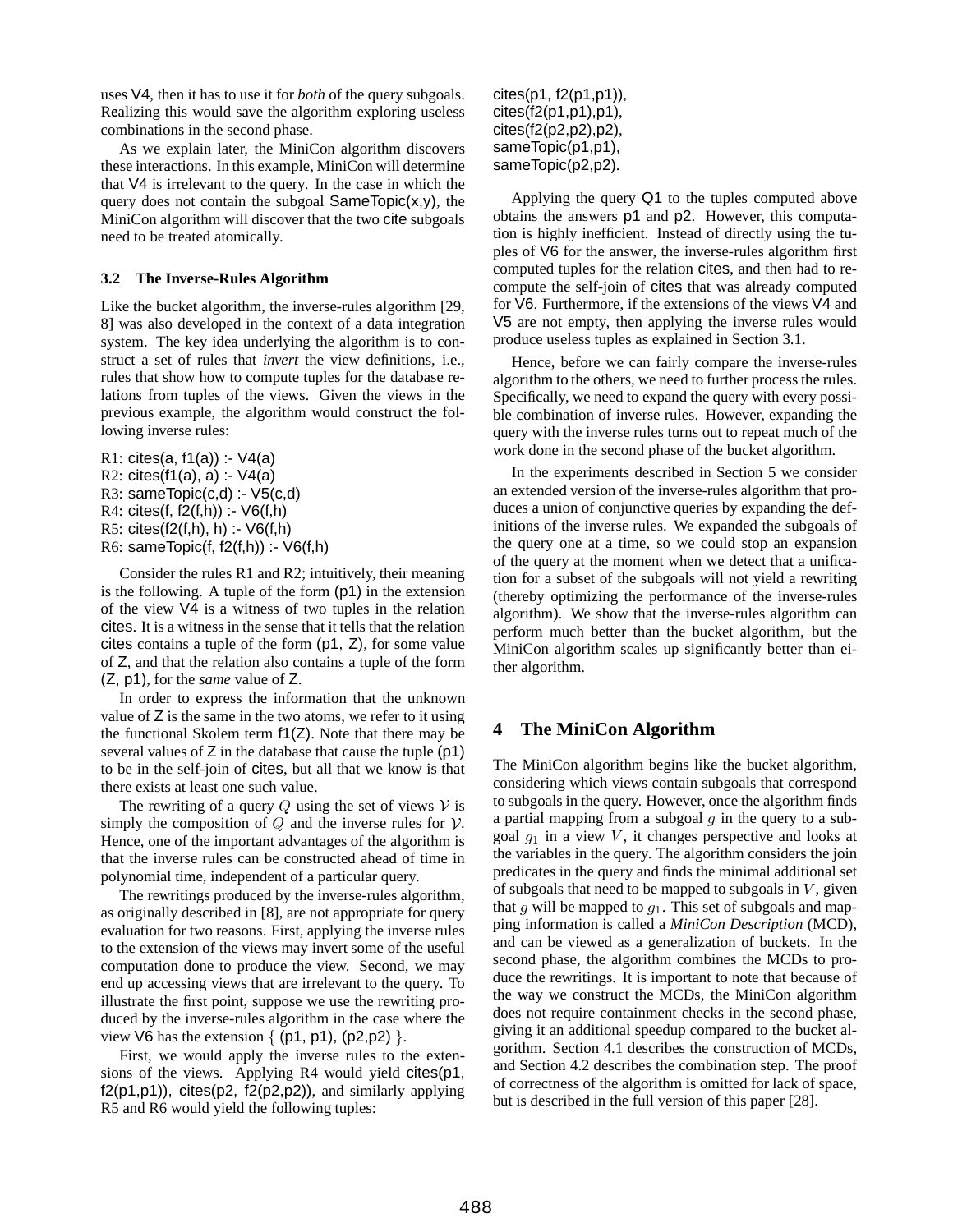uses V4, then it has to use it for *both* of the query subgoals. Realizing this would save the algorithm exploring useless combinations in the second phase.

As we explain later, the MiniCon algorithm discovers these interactions. In this example, MiniCon will determine that V4 is irrelevant to the query. In the case in which the query does not contain the subgoal SameTopic(x,y), the MiniCon algorithm will discover that the two cite subgoals need to be treated atomically.

### 3.2 The Inverse-Rules Algorithm

Like the bucket algorithm, the inverse-rules algorithm [29, 8] was also developed in the context of a data integration system. The key idea underlying the algorithm is to construct a set of rules that *invert* the view definitions, i.e., rules that show how to compute tuples for the database relations from tuples of the views. Given the views in the previous example, the algorithm would construct the following inverse rules:

R1: cites(a, f1(a)) :- V4(a)
R2: cites(f1(a), a) :- V4(a)
R3: sameTopic(c,d) :- V5(c,d)
R4: cites(f, f2(f,h)) :- V6(f,h)
R5: cites(f2(f,h), h) :- V6(f,h)
R6: sameTopic(f, f2(f,h)) :- V6(f,h)

Consider the rules R1 and R2; intuitively, their meaning is the following. A tuple of the form (p1) in the extension of the view V4 is a witness of two tuples in the relation cites. It is a witness in the sense that it tells that the relation cites contains a tuple of the form (p1, Z), for some value of Z, and that the relation also contains a tuple of the form (Z, p1), for the *same* value of Z.

In order to express the information that the unknown value of Z is the same in the two atoms, we refer to it using the functional Skolem term f1(Z). Note that there may be several values of Z in the database that cause the tuple (p1) to be in the self-join of cites, but all that we know is that there exists at least one such value.

The rewriting of a query $Q$ using the set of views $\mathcal{V}$ is simply the composition of $Q$ and the inverse rules for $\mathcal{V}$. Hence, one of the important advantages of the algorithm is that the inverse rules can be constructed ahead of time in polynomial time, independent of a particular query.

The rewritings produced by the inverse-rules algorithm, as originally described in [8], are not appropriate for query evaluation for two reasons. First, applying the inverse rules to the extension of the views may invert some of the useful computation done to produce the view. Second, we may end up accessing views that are irrelevant to the query. To illustrate the first point, suppose we use the rewriting produced by the inverse-rules algorithm in the case where the view V6 has the extension $\{$ (p1, p1), (p2,p2) $\}$.

First, we would apply the inverse rules to the extensions of the views. Applying R4 would yield cites(p1, f2(p1,p1)), cites(p2, f2(p2,p2)), and similarly applying R5 and R6 would yield the following tuples:

cites(p1, f2(p1,p1)),
cites(f2(p1,p1),p1),
cites(f2(p2,p2),p2),
sameTopic(p1,p1),
sameTopic(p2,p2).

Applying the query Q1 to the tuples computed above obtains the answers p1 and p2. However, this computation is highly inefficient. Instead of directly using the tuples of V6 for the answer, the inverse-rules algorithm first computed tuples for the relation cites, and then had to recompute the self-join of cites that was already computed for V6. Furthermore, if the extensions of the views V4 and V5 are not empty, then applying the inverse rules would produce useless tuples as explained in Section 3.1.

Hence, before we can fairly compare the inverse-rules algorithm to the others, we need to further process the rules. Specifically, we need to expand the query with every possible combination of inverse rules. However, expanding the query with the inverse rules turns out to repeat much of the work done in the second phase of the bucket algorithm.

In the experiments described in Section 5 we consider an extended version of the inverse-rules algorithm that produces a union of conjunctive queries by expanding the definitions of the inverse rules. We expanded the subgoals of the query one at a time, so we could stop an expansion of the query at the moment when we detect that a unification for a subset of the subgoals will not yield a rewriting (thereby optimizing the performance of the inverse-rules algorithm). We show that the inverse-rules algorithm can perform much better than the bucket algorithm, but the MiniCon algorithm scales up significantly better than either algorithm.

## 4 The MiniCon Algorithm

The MiniCon algorithm begins like the bucket algorithm, considering which views contain subgoals that correspond to subgoals in the query. However, once the algorithm finds a partial mapping from a subgoal $g$ in the query to a subgoal $g_1$ in a view $V$, it changes perspective and looks at the variables in the query. The algorithm considers the join predicates in the query and finds the minimal additional set of subgoals that need to be mapped to subgoals in $V$, given that $g$ will be mapped to $g_1$. This set of subgoals and mapping information is called a *MiniCon Description* (MCD), and can be viewed as a generalization of buckets. In the second phase, the algorithm combines the MCDs to produce the rewritings. It is important to note that because of the way we construct the MCDs, the MiniCon algorithm does not require containment checks in the second phase, giving it an additional speedup compared to the bucket algorithm. Section 4.1 describes the construction of MCDs, and Section 4.2 describes the combination step. The proof of correctness of the algorithm is omitted for lack of space, but is described in the full version of this paper [28].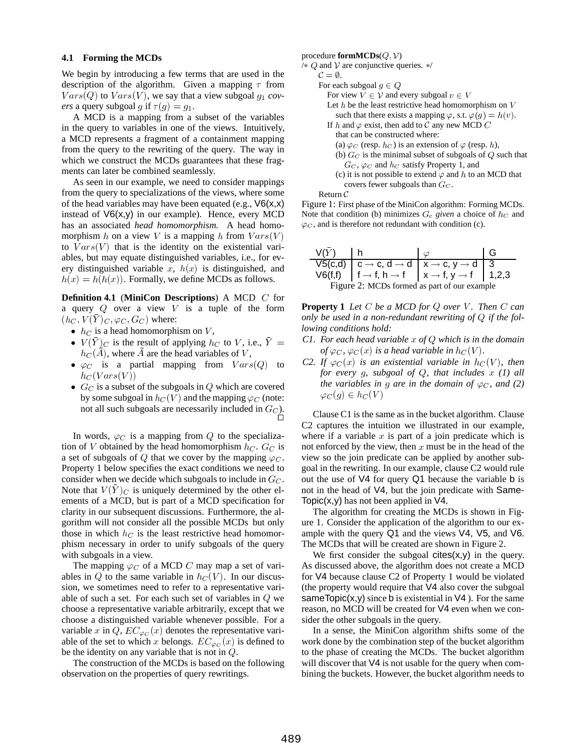### 4.1 Forming the MCDs

We begin by introducing a few terms that are used in the description of the algorithm. Given a mapping $\tau$ from $Vars(Q)$ to $Vars(V)$, we say that a view subgoal $g_1$ *covers* a query subgoal $g$ if $\tau(g) = g_1$.

A MCD is a mapping from a subset of the variables in the query to variables in one of the views. Intuitively, a MCD represents a fragment of a containment mapping from the query to the rewriting of the query. The way in which we construct the MCDs guarantees that these fragments can later be combined seamlessly.

As seen in our example, we need to consider mappings from the query to specializations of the views, where some of the head variables may have been equated (e.g., V6(x,x) instead of V6(x,y) in our example). Hence, every MCD has an associated *head homomorphism*. A head homomorphism $h$ on a view $V$ is a mapping $h$ from $Vars(V)$ to $Vars(V)$ that is the identity on the existential variables, but may equate distinguished variables, i.e., for every distinguished variable $x$, $h(x)$ is distinguished, and $h(x) = h(h(x))$. Formally, we define MCDs as follows.

**Definition 4.1** (**MiniCon Descriptions**) A MCD $C$ for a query $Q$ over a view $V$ is a tuple of the form $(h_C, V(\bar{Y})_C, \varphi_C, G_C)$ where:

- $h_C$ is a head homomorphism on $V$,
- $V(\bar{Y})_C$ is the result of applying $h_C$ to $V$, i.e., $\bar{Y} = h_C(\bar{A})$, where $\bar{A}$ are the head variables of $V$,
- $\varphi_C$ is a partial mapping from $Vars(Q)$ to $h_C(Vars(V))$
- $G_C$ is a subset of the subgoals in $Q$ which are covered by some subgoal in $h_C(V)$ and the mapping $\varphi_C$ (note: not all such subgoals are necessarily included in $G_C$). □

In words, $\varphi_C$ is a mapping from $Q$ to the specialization of $V$ obtained by the head homomorphism $h_C$. $G_C$ is a set of subgoals of $Q$ that we cover by the mapping $\varphi_C$. Property 1 below specifies the exact conditions we need to consider when we decide which subgoals to include in $G_C$. Note that $V(\bar{Y})_C$ is uniquely determined by the other elements of a MCD, but is part of a MCD specification for clarity in our subsequent discussions. Further more, the algorithm will not consider all the possible MCDs but only those in which $h_C$ is the least restrictive head homomorphism necessary in order to unify subgoals of the query with subgoals in a view.

The mapping $\varphi_C$ of a MCD $C$ may map a set of variables in $Q$ to the same variable in $h_C(V)$. In our discussion, we sometimes need to refer to a representative variable of such a set. For each such set of variables in $Q$ we choose a representative variable arbitrarily, except that we choose a distinguished variable whenever possible. For a variable $x$ in $Q$, $EC_{\varphi_C}(x)$ denotes the representative variable of the set to which $x$ belongs. $EC_{\varphi_C}(x)$ is defined to be the identity on any variable that is not in $Q$.

The construction of the MCDs is based on the following observation on the properties of query rewritings.

```
procedure formMCDs(Q, V)
/* Q and V are conjunctive queries. */
   C = ∅.
   For each subgoal g ∈ Q
      For view V ∈ V and every subgoal v ∈ V
      Let h be the least restrictive head homomorphism on V
         such that there exists a mapping φ, s.t. φ(g) = h(v).
      If h and φ exist, then add to C any new MCD C
         that can be constructed where:
         (a) φ_C (resp. h_C) is an extension of φ (resp. h),
         (b) G_C is the minimal subset of subgoals of Q such that
            G_C, φ_C and h_C satisfy Property 1, and
         (c) it is not possible to extend φ and h to an MCD that
            covers fewer subgoals than G_C.
   Return C
```

Figure 1: First phase of the MiniCon algorithm: Forming MCDs. Note that condition (b) minimizes $G_c$ *given* a choice of $h_C$ and $\varphi_C$, and is therefore not redundant with condition (c).

| $V(\bar{Y})$ | h | $\varphi$ | G |
|---|---|---|---|
| V5(c,d) | c → c, d → d | x → c, y → d | 3 |
| V6(f,f) | f → f, h → f | x → f, y → f | 1,2,3 |

Figure 2: MCDs formed as part of our example

**Property 1** *Let $C$ be a MCD for $Q$ over $V$. Then $C$ can only be used in a non-redundant rewriting of $Q$ if the following conditions hold:*

*C1. For each head variable $x$ of $Q$ which is in the domain of $\varphi_C$, $\varphi_C(x)$ is a head variable in $h_C(V)$.*

*C2. If $\varphi_C(x)$ is an existential variable in $h_C(V)$, then for every $g$, subgoal of $Q$, that includes $x$ (1) all the variables in $g$ are in the domain of $\varphi_C$, and (2) $\varphi_C(g) \in h_C(V)$*

Clause C1 is the same as in the bucket algorithm. Clause C2 captures the intuition we illustrated in our example, where if a variable $x$ is part of a join predicate which is not enforced by the view, then $x$ must be in the head of the view so the join predicate can be applied by another subgoal in the rewriting. In our example, clause C2 would rule out the use of V4 for query Q1 because the variable b is not in the head of V4, but the join predicate with SameTopic(x,y) has not been applied in V4.

The algorithm for creating the MCDs is shown in Figure 1. Consider the application of the algorithm to our example with the query Q1 and the views V4, V5, and V6. The MCDs that will be created are shown in Figure 2.

We first consider the subgoal cites(x,y) in the query. As discussed above, the algorithm does not create a MCD for V4 because clause C2 of Property 1 would be violated (the property would require that V4 also cover the subgoal sameTopic(x,y) since b is existential in V4 ). For the same reason, no MCD will be created for V4 even when we consider the other subgoals in the query.

In a sense, the MiniCon algorithm shifts some of the work done by the combination step of the bucket algorithm to the phase of creating the MCDs. The bucket algorithm will discover that V4 is not usable for the query when combining the buckets. However, the bucket algorithm needs to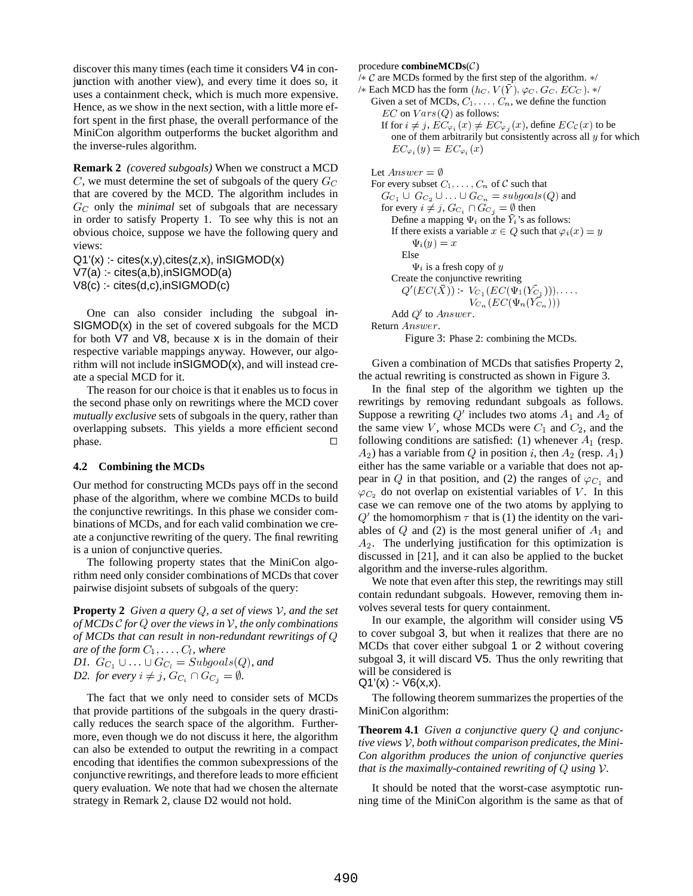discover this many times (each time it considers V4 in conjunction with another view), and every time it does so, it uses a containment check, which is much more expensive. Hence, as we show in the next section, with a little more effort spent in the first phase, the overall performance of the MiniCon algorithm outperforms the bucket algorithm and the inverse-rules algorithm.

**Remark 2** *(covered subgoals)* When we construct a MCD $C$, we must determine the set of subgoals of the query $G_C$ that are covered by the MCD. The algorithm includes in $G_C$ only the *minimal* set of subgoals that are necessary in order to satisfy Property 1. To see why this is not an obvious choice, suppose we have the following query and views:

Q1'(x) :- cites(x,y),cites(z,x), inSIGMOD(x)
V7(a) :- cites(a,b),inSIGMOD(a)
V8(c) :- cites(d,c),inSIGMOD(c)

One can also consider including the subgoal inSIGMOD(x) in the set of covered subgoals for the MCD for both V7 and V8, because x is in the domain of their respective variable mappings anyway. However, our algorithm will not include inSIGMOD(x), and will instead create a special MCD for it.

The reason for our choice is that it enables us to focus in the second phase only on rewritings where the MCD cover *mutually exclusive* sets of subgoals in the query, rather than overlapping subsets. This yields a more efficient second phase. □

### 4.2 Combining the MCDs

Our method for constructing MCDs pays off in the second phase of the algorithm, where we combine MCDs to build the conjunctive rewritings. In this phase we consider combinations of MCDs, and for each valid combination we create a conjunctive rewriting of the query. The final rewriting is a union of conjunctive queries.

The following property states that the MiniCon algorithm need only consider combinations of MCDs that cover pairwise disjoint subsets of subgoals of the query:

**Property 2** *Given a query $Q$, a set of views $\mathcal{V}$, and the set of MCDs $\mathcal{C}$ for $Q$ over the views in $\mathcal{V}$, the only combinations of MCDs that can result in non-redundant rewritings of $Q$ are of the form $C_1, \ldots, C_l$, where*
*D1. $G_{C_1} \cup \ldots \cup G_{C_l} = Subgoals(Q)$, and*
*D2. for every $i \neq j$, $G_{C_i} \cap G_{C_j} = \emptyset$.*

The fact that we only need to consider sets of MCDs that provide partitions of the subgoals in the query drastically reduces the search space of the algorithm. Furthermore, even though we do not discuss it here, the algorithm can also be extended to output the rewriting in a compact encoding that identifies the common subexpressions of the conjunctive rewritings, and therefore leads to more efficient query evaluation. We note that had we chosen the alternate strategy in Remark 2, clause D2 would not hold.

procedure **combineMCDs**($\mathcal{C}$)
/* $\mathcal{C}$ are MCDs formed by the first step of the algorithm. */
/* Each MCD has the form $(h_C, V(\bar{Y}), \varphi_C, G_C, EC_C)$. */
 Given a set of MCDs, $C_1, \ldots, C_n$, we define the function
  $EC$ on $Vars(Q)$ as follows:
  If for $i \neq j$, $EC_{\varphi_i}(x) \neq EC_{\varphi_j}(x)$, define $EC_\mathcal{C}(x)$ to be
   one of them arbitrarily but consistently across all $y$ for which
   $EC_{\varphi_i}(y) = EC_{\varphi_i}(x)$

 Let $Answer = \emptyset$
 For every subset $C_1, \ldots, C_n$ of $\mathcal{C}$ such that
  $G_{C_1} \cup G_{C_2} \cup \ldots \cup G_{C_n} = subgoals(Q)$ and
  for every $i \neq j$, $G_{C_i} \cap G_{C_j} = \emptyset$ then
   Define a mapping $\Psi_i$ on the $\bar{Y}_i$'s as follows:
   If there exists a variable $x \in Q$ such that $\varphi_i(x) = y$
    $\Psi_i(y) = x$
   Else
    $\Psi_i$ is a fresh copy of $y$
   Create the conjunctive rewriting
    $Q'(EC(\bar{X}))$ :- $V_{C_1}(EC(\Psi_1(\bar{Y}_{C_1}))), \ldots,$
          $V_{C_n}(EC(\Psi_n(\bar{Y}_{C_n})))$
   Add $Q'$ to $Answer$.
 Return $Answer$.

Figure 3: Phase 2: combining the MCDs.

Given a combination of MCDs that satisfies Property 2, the actual rewriting is constructed as shown in Figure 3.

In the final step of the algorithm we tighten up the rewritings by removing redundant subgoals as follows. Suppose a rewriting $Q'$ includes two atoms $A_1$ and $A_2$ of the same view $V$, whose MCDs were $C_1$ and $C_2$, and the following conditions are satisfied: (1) whenever $A_1$ (resp. $A_2$) has a variable from $Q$ in position $i$, then $A_2$ (resp. $A_1$) either has the same variable or a variable that does not appear in $Q$ in that position, and (2) the ranges of $\varphi_{C_1}$ and $\varphi_{C_2}$ do not overlap on existential variables of $V$. In this case we can remove one of the two atoms by applying to $Q'$ the homomorphism $\tau$ that is (1) the identity on the variables of $Q$ and (2) is the most general unifier of $A_1$ and $A_2$. The underlying justification for this optimization is discussed in [21], and it can also be applied to the bucket algorithm and the inverse-rules algorithm.

We note that even after this step, the rewritings may still contain redundant subgoals. However, removing them involves several tests for query containment.

In our example, the algorithm will consider using V5 to cover subgoal 3, but when it realizes that there are no MCDs that cover either subgoal 1 or 2 without covering subgoal 3, it will discard V5. Thus the only rewriting that will be considered is
Q1'(x) :- V6(x,x).

The following theorem summarizes the properties of the MiniCon algorithm:

**Theorem 4.1** *Given a conjunctive query $Q$ and conjunctive views $\mathcal{V}$, both without comparison predicates, the MiniCon algorithm produces the union of conjunctive queries that is the maximally-contained rewriting of $Q$ using $\mathcal{V}$.*

It should be noted that the worst-case asymptotic running time of the MiniCon algorithm is the same as that of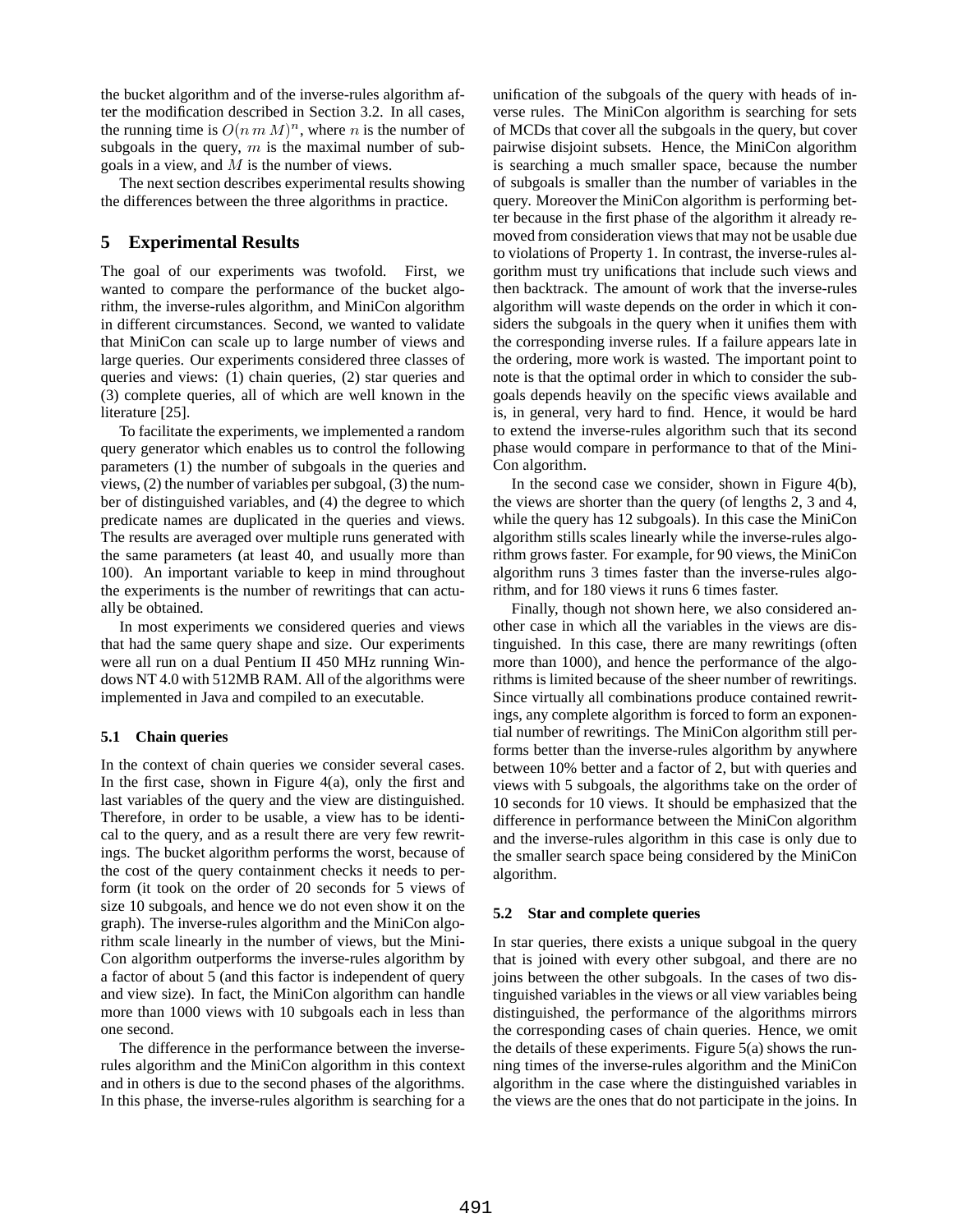the bucket algorithm and of the inverse-rules algorithm after the modification described in Section 3.2. In all cases, the running time is $O(n\,m\,M)^n$, where $n$ is the number of subgoals in the query, $m$ is the maximal number of subgoals in a view, and $M$ is the number of views.

The next section describes experimental results showing the differences between the three algorithms in practice.

## 5 Experimental Results

The goal of our experiments was twofold. First, we wanted to compare the performance of the bucket algorithm, the inverse-rules algorithm, and MiniCon algorithm in different circumstances. Second, we wanted to validate that MiniCon can scale up to large number of views and large queries. Our experiments considered three classes of queries and views: (1) chain queries, (2) star queries and (3) complete queries, all of which are well known in the literature [25].

To facilitate the experiments, we implemented a random query generator which enables us to control the following parameters (1) the number of subgoals in the queries and views, (2) the number of variables per subgoal, (3) the number of distinguished variables, and (4) the degree to which predicate names are duplicated in the queries and views. The results are averaged over multiple runs generated with the same parameters (at least 40, and usually more than 100). An important variable to keep in mind throughout the experiments is the number of rewritings that can actually be obtained.

In most experiments we considered queries and views that had the same query shape and size. Our experiments were all run on a dual Pentium II 450 MHz running Windows NT 4.0 with 512MB RAM. All of the algorithms were implemented in Java and compiled to an executable.

### 5.1 Chain queries

In the context of chain queries we consider several cases. In the first case, shown in Figure 4(a), only the first and last variables of the query and the view are distinguished. Therefore, in order to be usable, a view has to be identical to the query, and as a result there are very few rewritings. The bucket algorithm performs the worst, because of the cost of the query containment checks it needs to perform (it took on the order of 20 seconds for 5 views of size 10 subgoals, and hence we do not even show it on the graph). The inverse-rules algorithm and the MiniCon algorithm scale linearly in the number of views, but the MiniCon algorithm outperforms the inverse-rules algorithm by a factor of about 5 (and this factor is independent of query and view size). In fact, the MiniCon algorithm can handle more than 1000 views with 10 subgoals each in less than one second.

The difference in the performance between the inverse-rules algorithm and the MiniCon algorithm in this context and in others is due to the second phases of the algorithms. In this phase, the inverse-rules algorithm is searching for a unification of the subgoals of the query with heads of inverse rules. The MiniCon algorithm is searching for sets of MCDs that cover all the subgoals in the query, but cover pairwise disjoint subsets. Hence, the MiniCon algorithm is searching a much smaller space, because the number of subgoals is smaller than the number of variables in the query. Moreover the MiniCon algorithm is performing better because in the first phase of the algorithm it already removed from consideration views that may not be usable due to violations of Property 1. In contrast, the inverse-rules algorithm must try unifications that include such views and then backtrack. The amount of work that the inverse-rules algorithm will waste depends on the order in which it considers the subgoals in the query when it unifies them with the corresponding inverse rules. If a failure appears late in the ordering, more work is wasted. The important point to note is that the optimal order in which to consider the subgoals depends heavily on the specific views available and is, in general, very hard to find. Hence, it would be hard to extend the inverse-rules algorithm such that its second phase would compare in performance to that of the MiniCon algorithm.

In the second case we consider, shown in Figure 4(b), the views are shorter than the query (of lengths 2, 3 and 4, while the query has 12 subgoals). In this case the MiniCon algorithm stills scales linearly while the inverse-rules algorithm grows faster. For example, for 90 views, the MiniCon algorithm runs 3 times faster than the inverse-rules algorithm, and for 180 views it runs 6 times faster.

Finally, though not shown here, we also considered another case in which all the variables in the views are distinguished. In this case, there are many rewritings (often more than 1000), and hence the performance of the algorithms is limited because of the sheer number of rewritings. Since virtually all combinations produce contained rewritings, any complete algorithm is forced to form an exponential number of rewritings. The MiniCon algorithm still performs better than the inverse-rules algorithm by anywhere between 10% better and a factor of 2, but with queries and views with 5 subgoals, the algorithms take on the order of 10 seconds for 10 views. It should be emphasized that the difference in performance between the MiniCon algorithm and the inverse-rules algorithm in this case is only due to the smaller search space being considered by the MiniCon algorithm.

### 5.2 Star and complete queries

In star queries, there exists a unique subgoal in the query that is joined with every other subgoal, and there are no joins between the other subgoals. In the cases of two distinguished variables in the views or all view variables being distinguished, the performance of the algorithms mirrors the corresponding cases of chain queries. Hence, we omit the details of these experiments. Figure 5(a) shows the running times of the inverse-rules algorithm and the MiniCon algorithm in the case where the distinguished variables in the views are the ones that do not participate in the joins. In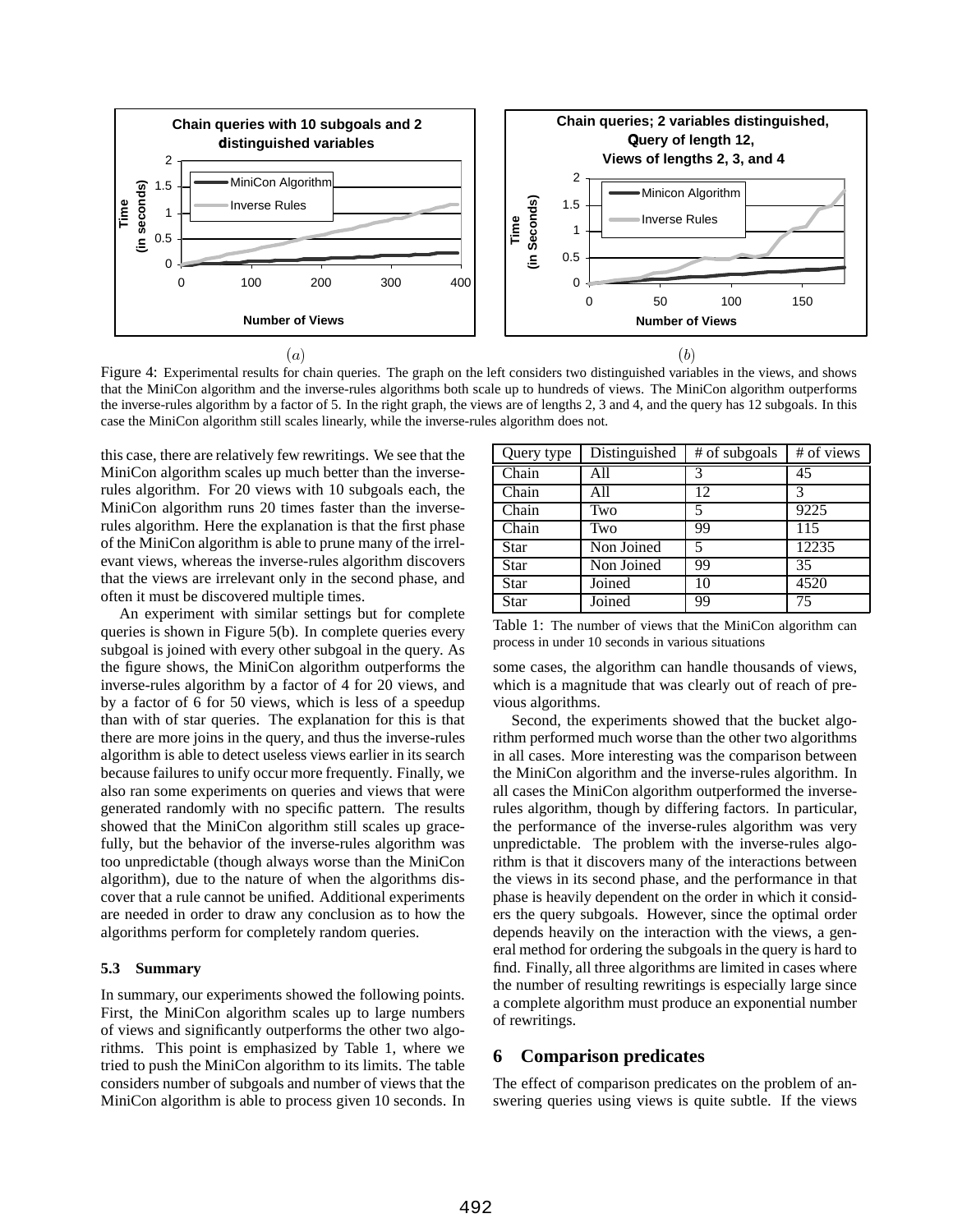Figure 4: Experimental results for chain queries. The graph on the left considers two distinguished variables in the views, and shows that the MiniCon algorithm and the inverse-rules algorithms both scale up to hundreds of views. The MiniCon algorithm outperforms the inverse-rules algorithm by a factor of 5. In the right graph, the views are of lengths 2, 3 and 4, and the query has 12 subgoals. In this case the MiniCon algorithm still scales linearly, while the inverse-rules algorithm does not.

this case, there are relatively few rewritings. We see that the MiniCon algorithm scales up much better than the inverse-rules algorithm. For 20 views with 10 subgoals each, the MiniCon algorithm runs 20 times faster than the inverse-rules algorithm. Here the explanation is that the first phase of the MiniCon algorithm is able to prune many of the irrelevant views, whereas the inverse-rules algorithm discovers that the views are irrelevant only in the second phase, and often it must be discovered multiple times.

An experiment with similar settings but for complete queries is shown in Figure 5(b). In complete queries every subgoal is joined with every other subgoal in the query. As the figure shows, the MiniCon algorithm outperforms the inverse-rules algorithm by a factor of 4 for 20 views, and by a factor of 6 for 50 views, which is less of a speedup than with of star queries. The explanation for this is that there are more joins in the query, and thus the inverse-rules algorithm is able to detect useless views earlier in its search because failures to unify occur more frequently. Finally, we also ran some experiments on queries and views that were generated randomly with no specific pattern. The results showed that the MiniCon algorithm still scales up gracefully, but the behavior of the inverse-rules algorithm was too unpredictable (though always worse than the MiniCon algorithm), due to the nature of when the algorithms discover that a rule cannot be unified. Additional experiments are needed in order to draw any conclusion as to how the algorithms perform for completely random queries.

### 5.3 Summary

In summary, our experiments showed the following points. First, the MiniCon algorithm scales up to large numbers of views and significantly outperforms the other two algorithms. This point is emphasized by Table 1, where we tried to push the MiniCon algorithm to its limits. The table considers number of subgoals and number of views that the MiniCon algorithm is able to process given 10 seconds. In some cases, the algorithm can handle thousands of views, which is a magnitude that was clearly out of reach of previous algorithms.

| Query type | Distinguished | # of subgoals | # of views |
|---|---|---|---|
| Chain | All | 3 | 45 |
| Chain | All | 12 | 3 |
| Chain | Two | 5 | 9225 |
| Chain | Two | 99 | 115 |
| Star | Non Joined | 5 | 12235 |
| Star | Non Joined | 99 | 35 |
| Star | Joined | 10 | 4520 |
| Star | Joined | 99 | 75 |

Table 1: The number of views that the MiniCon algorithm can process in under 10 seconds in various situations

Second, the experiments showed that the bucket algorithm performed much worse than the other two algorithms in all cases. More interesting was the comparison between the MiniCon algorithm and the inverse-rules algorithm. In all cases the MiniCon algorithm outperformed the inverse-rules algorithm, though by differing factors. In particular, the performance of the inverse-rules algorithm was very unpredictable. The problem with the inverse-rules algorithm is that it discovers many of the interactions between the views in its second phase, and the performance in that phase is heavily dependent on the order in which it considers the query subgoals. However, since the optimal order depends heavily on the interaction with the views, a general method for ordering the subgoals in the query is hard to find. Finally, all three algorithms are limited in cases where the number of resulting rewritings is especially large since a complete algorithm must produce an exponential number of rewritings.

## 6 Comparison predicates

The effect of comparison predicates on the problem of answering queries using views is quite subtle. If the views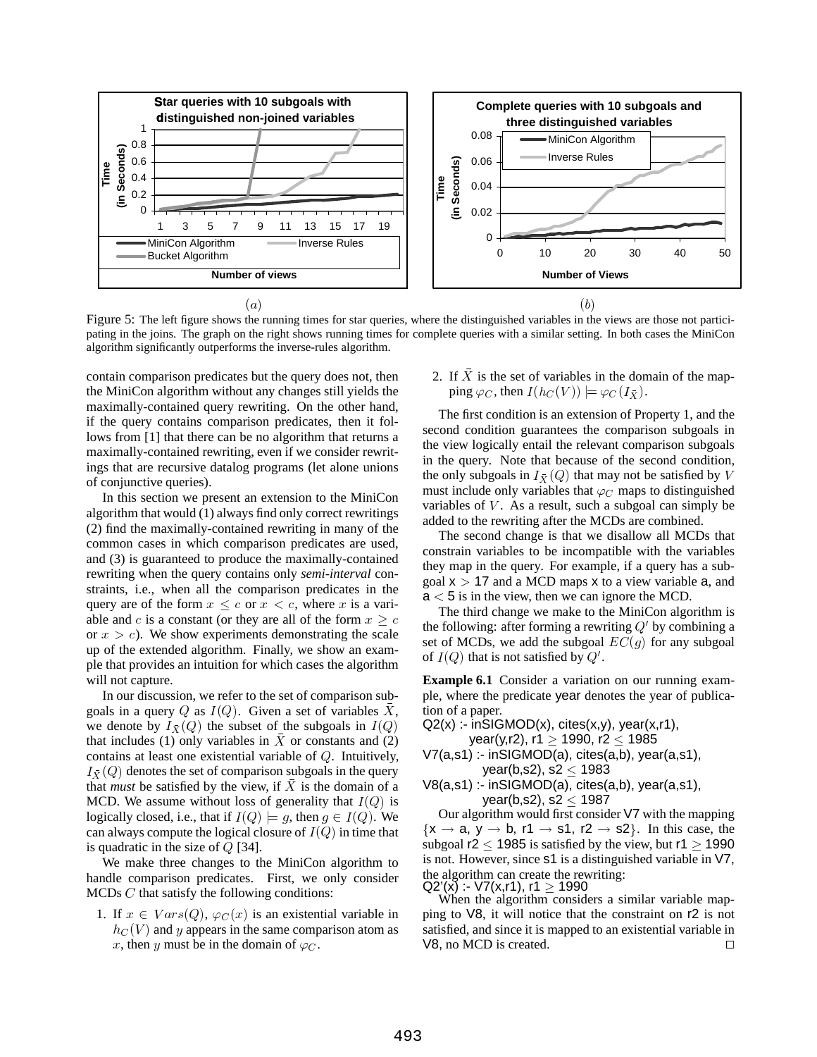(a) (b)

Figure 5: The left figure shows the running times for star queries, where the distinguished variables in the views are those not participating in the joins. The graph on the right shows running times for complete queries with a similar setting. In both cases the MiniCon algorithm significantly outperforms the inverse-rules algorithm.

contain comparison predicates but the query does not, then the MiniCon algorithm without any changes still yields the maximally-contained query rewriting. On the other hand, if the query contains comparison predicates, then it follows from [1] that there can be no algorithm that returns a maximally-contained rewriting, even if we consider rewritings that are recursive datalog programs (let alone unions of conjunctive queries).

In this section we present an extension to the MiniCon algorithm that would (1) always find only correct rewritings (2) find the maximally-contained rewriting in many of the common cases in which comparison predicates are used, and (3) is guaranteed to produce the maximally-contained rewriting when the query contains only *semi-interval* constraints, i.e., when all the comparison predicates in the query are of the form $x \leq c$ or $x < c$, where $x$ is a variable and $c$ is a constant (or they are all of the form $x \geq c$ or $x > c$). We show experiments demonstrating the scale up of the extended algorithm. Finally, we show an example that provides an intuition for which cases the algorithm will not capture.

In our discussion, we refer to the set of comparison subgoals in a query $Q$ as $I(Q)$. Given a set of variables $\bar{X}$, we denote by $I_{\bar{X}}(Q)$ the subset of the subgoals in $I(Q)$ that includes (1) only variables in $\bar{X}$ or constants and (2) contains at least one existential variable of $Q$. Intuitively, $I_{\bar{X}}(Q)$ denotes the set of comparison subgoals in the query that *must* be satisfied by the view, if $\bar{X}$ is the domain of a MCD. We assume without loss of generality that $I(Q)$ is logically closed, i.e., that if $I(Q) \models g$, then $g \in I(Q)$. We can always compute the logical closure of $I(Q)$ in time that is quadratic in the size of $Q$ [34].

We make three changes to the MiniCon algorithm to handle comparison predicates. First, we only consider MCDs $C$ that satisfy the following conditions:

1. If $x \in Vars(Q)$, $\varphi_C(x)$ is an existential variable in $h_C(V)$ and $y$ appears in the same comparison atom as $x$, then $y$ must be in the domain of $\varphi_C$.
2. If $\bar{X}$ is the set of variables in the domain of the mapping $\varphi_C$, then $I(h_C(V)) \models \varphi_C(I_{\bar{X}})$.

The first condition is an extension of Property 1, and the second condition guarantees the comparison subgoals in the view logically entail the relevant comparison subgoals in the query. Note that because of the second condition, the only subgoals in $I_{\bar{X}}(Q)$ that may not be satisfied by $V$ must include only variables that $\varphi_C$ maps to distinguished variables of $V$. As a result, such a subgoal can simply be added to the rewriting after the MCDs are combined.

The second change is that we disallow all MCDs that constrain variables to be incompatible with the variables they map in the query. For example, if a query has a subgoal $x > 17$ and a MCD maps x to a view variable a, and $a < 5$ is in the view, then we can ignore the MCD.

The third change we make to the MiniCon algorithm is the following: after forming a rewriting $Q'$ by combining a set of MCDs, we add the subgoal $EC(g)$ for any subgoal of $I(Q)$ that is not satisfied by $Q'$.

**Example 6.1** Consider a variation on our running example, where the predicate year denotes the year of publication of a paper.

Q2(x) :- inSIGMOD(x), cites(x,y), year(x,r1),
    year(y,r2), r1 $\geq$ 1990, r2 $\leq$ 1985
V7(a,s1) :- inSIGMOD(a), cites(a,b), year(a,s1),
    year(b,s2), s2 $\leq$ 1983
V8(a,s1) :- inSIGMOD(a), cites(a,b), year(a,s1),
    year(b,s2), s2 $\leq$ 1987

Our algorithm would first consider V7 with the mapping {x $\rightarrow$ a, y $\rightarrow$ b, r1 $\rightarrow$ s1, r2 $\rightarrow$ s2}. In this case, the subgoal r2 $\leq$ 1985 is satisfied by the view, but r1 $\geq$ 1990 is not. However, since s1 is a distinguished variable in V7, the algorithm can create the rewriting:

Q2'(x) :- V7(x,r1), r1 $\geq$ 1990

When the algorithm considers a similar variable mapping to V8, it will notice that the constraint on r2 is not satisfied, and since it is mapped to an existential variable in V8, no MCD is created. □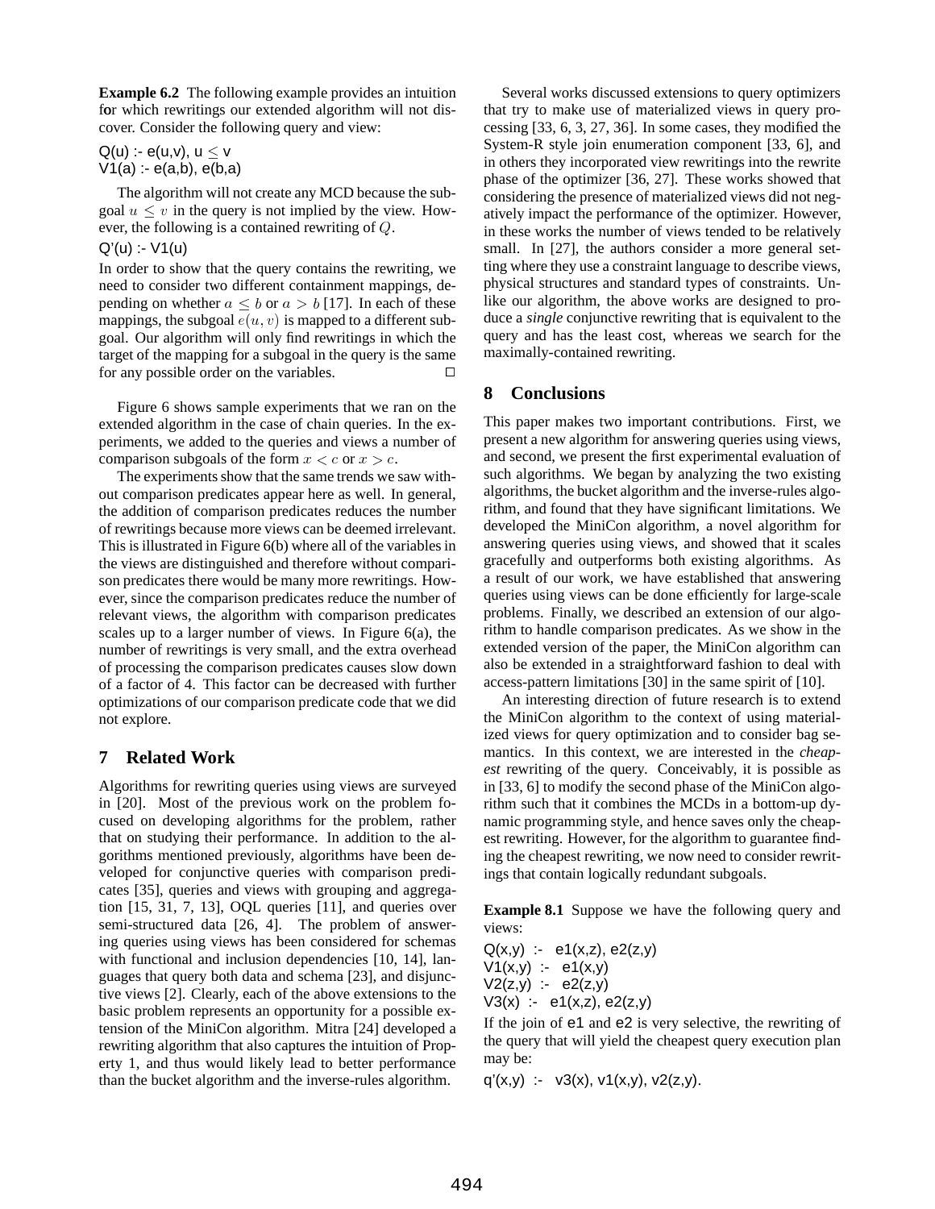**Example 6.2** The following example provides an intuition for which rewritings our extended algorithm will not discover. Consider the following query and view:

```
Q(u) :- e(u,v), u ≤ v
V1(a) :- e(a,b), e(b,a)
```

The algorithm will not create any MCD because the subgoal $u \leq v$ in the query is not implied by the view. However, the following is a contained rewriting of $Q$.

```
Q'(u) :- V1(u)
```

In order to show that the query contains the rewriting, we need to consider two different containment mappings, depending on whether $a \leq b$ or $a > b$ [17]. In each of these mappings, the subgoal $e(u, v)$ is mapped to a different subgoal. Our algorithm will only find rewritings in which the target of the mapping for a subgoal in the query is the same for any possible order on the variables. □

Figure 6 shows sample experiments that we ran on the extended algorithm in the case of chain queries. In the experiments, we added to the queries and views a number of comparison subgoals of the form $x < c$ or $x > c$.

The experiments show that the same trends we saw without comparison predicates appear here as well. In general, the addition of comparison predicates reduces the number of rewritings because more views can be deemed irrelevant. This is illustrated in Figure 6(b) where all of the variables in the views are distinguished and therefore without comparison predicates there would be many more rewritings. However, since the comparison predicates reduce the number of relevant views, the algorithm with comparison predicates scales up to a larger number of views. In Figure 6(a), the number of rewritings is very small, and the extra overhead of processing the comparison predicates causes slow down of a factor of 4. This factor can be decreased with further optimizations of our comparison predicate code that we did not explore.

## 7 Related Work

Algorithms for rewriting queries using views are surveyed in [20]. Most of the previous work on the problem focused on developing algorithms for the problem, rather that on studying their performance. In addition to the algorithms mentioned previously, algorithms have been developed for conjunctive queries with comparison predicates [35], queries and views with grouping and aggregation [15, 31, 7, 13], OQL queries [11], and queries over semi-structured data [26, 4]. The problem of answering queries using views has been considered for schemas with functional and inclusion dependencies [10, 14], languages that query both data and schema [23], and disjunctive views [2]. Clearly, each of the above extensions to the basic problem represents an opportunity for a possible extension of the MiniCon algorithm. Mitra [24] developed a rewriting algorithm that also captures the intuition of Property 1, and thus would likely lead to better performance than the bucket algorithm and the inverse-rules algorithm.

Several works discussed extensions to query optimizers that try to make use of materialized views in query processing [33, 6, 3, 27, 36]. In some cases, they modified the System-R style join enumeration component [33, 6], and in others they incorporated view rewritings into the rewrite phase of the optimizer [36, 27]. These works showed that considering the presence of materialized views did not negatively impact the performance of the optimizer. However, in these works the number of views tended to be relatively small. In [27], the authors consider a more general setting where they use a constraint language to describe views, physical structures and standard types of constraints. Unlike our algorithm, the above works are designed to produce a *single* conjunctive rewriting that is equivalent to the query and has the least cost, whereas we search for the maximally-contained rewriting.

## 8 Conclusions

This paper makes two important contributions. First, we present a new algorithm for answering queries using views, and second, we present the first experimental evaluation of such algorithms. We began by analyzing the two existing algorithms, the bucket algorithm and the inverse-rules algorithm, and found that they have significant limitations. We developed the MiniCon algorithm, a novel algorithm for answering queries using views, and showed that it scales gracefully and outperforms both existing algorithms. As a result of our work, we have established that answering queries using views can be done efficiently for large-scale problems. Finally, we described an extension of our algorithm to handle comparison predicates. As we show in the extended version of the paper, the MiniCon algorithm can also be extended in a straightforward fashion to deal with access-pattern limitations [30] in the same spirit of [10].

An interesting direction of future research is to extend the MiniCon algorithm to the context of using materialized views for query optimization and to consider bag semantics. In this context, we are interested in the *cheapest* rewriting of the query. Conceivably, it is possible as in [33, 6] to modify the second phase of the MiniCon algorithm such that it combines the MCDs in a bottom-up dynamic programming style, and hence saves only the cheapest rewriting. However, for the algorithm to guarantee finding the cheapest rewriting, we now need to consider rewritings that contain logically redundant subgoals.

**Example 8.1** Suppose we have the following query and views:

```
Q(x,y)  :-  e1(x,z), e2(z,y)
V1(x,y)  :-  e1(x,y)
V2(z,y)  :-  e2(z,y)
V3(x)  :-  e1(x,z), e2(z,y)
```

If the join of e1 and e2 is very selective, the rewriting of the query that will yield the cheapest query execution plan may be:

```
q'(x,y)  :-  v3(x), v1(x,y), v2(z,y).
```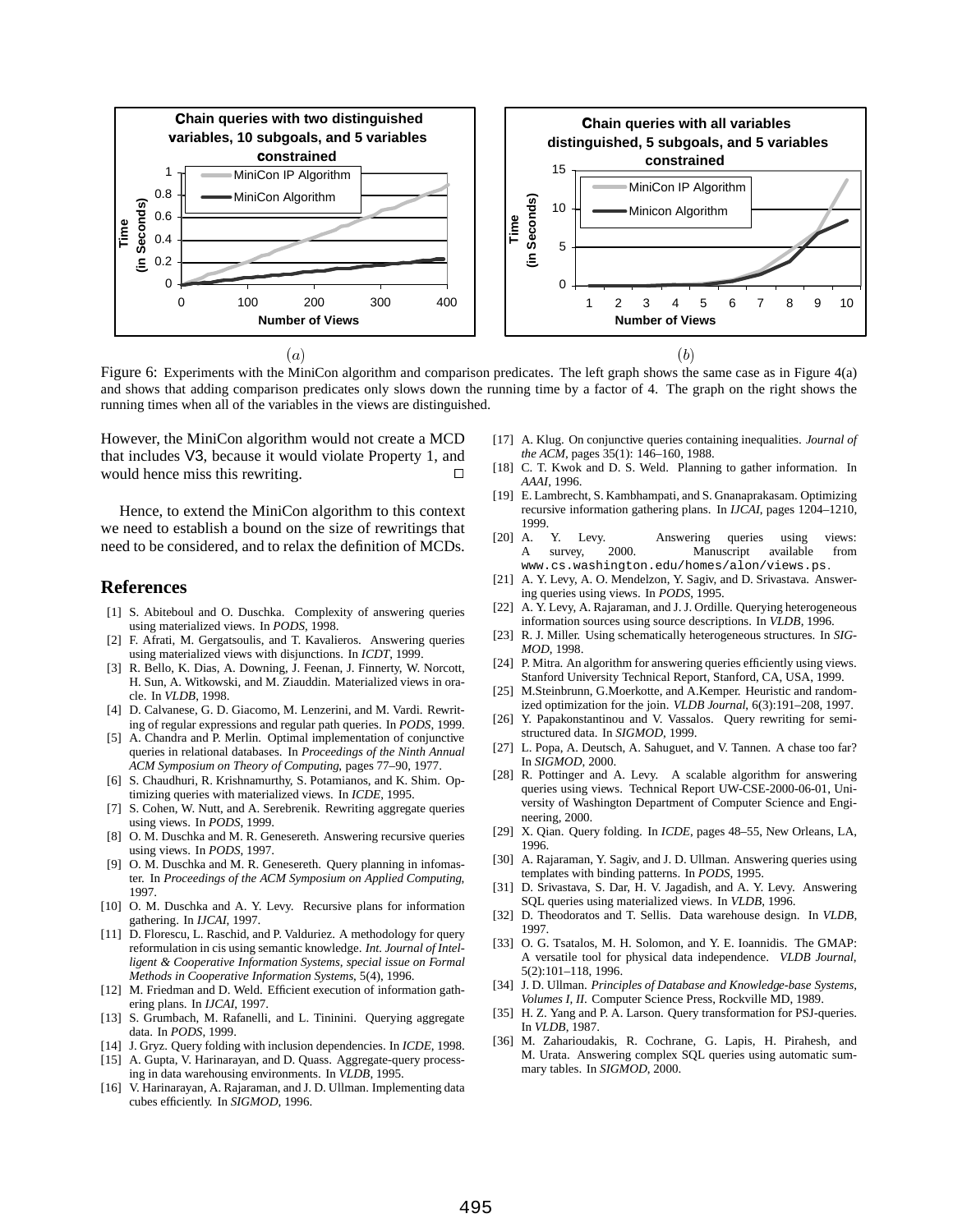Chain queries with two distinguished variables, 10 subgoals, and 5 variables constrained

MiniCon IP Algorithm
MiniCon Algorithm

Time (in Seconds)
1
0.8
0.6
0.4
0.2
0

0 100 200 300 400
Number of Views

(a)

Chain queries with all variables distinguished, 5 subgoals, and 5 variables constrained

MiniCon IP Algorithm
Minicon Algorithm

Time (in Seconds)
15
10
5
0

1 2 3 4 5 6 7 8 9 10
Number of Views

(b)

Figure 6: Experiments with the MiniCon algorithm and comparison predicates. The left graph shows the same case as in Figure 4(a) and shows that adding comparison predicates only slows down the running time by a factor of 4. The graph on the right shows the running times when all of the variables in the views are distinguished.

However, the MiniCon algorithm would not create a MCD that includes V3, because it would violate Property 1, and would hence miss this rewriting. □

Hence, to extend the MiniCon algorithm to this context we need to establish a bound on the size of rewritings that need to be considered, and to relax the definition of MCDs.

## References

[1] S. Abiteboul and O. Duschka. Complexity of answering queries using materialized views. In *PODS*, 1998.

[2] F. Afrati, M. Gergatsoulis, and T. Kavalieros. Answering queries using materialized views with disjunctions. In *ICDT*, 1999.

[3] R. Bello, K. Dias, A. Downing, J. Feenan, J. Finnerty, W. Norcott, H. Sun, A. Witkowski, and M. Ziauddin. Materialized views in oracle. In *VLDB*, 1998.

[4] D. Calvanese, G. D. Giacomo, M. Lenzerini, and M. Vardi. Rewriting of regular expressions and regular path queries. In *PODS*, 1999.

[5] A. Chandra and P. Merlin. Optimal implementation of conjunctive queries in relational databases. In *Proceedings of the Ninth Annual ACM Symposium on Theory of Computing*, pages 77–90, 1977.

[6] S. Chaudhuri, R. Krishnamurthy, S. Potamianos, and K. Shim. Optimizing queries with materialized views. In *ICDE*, 1995.

[7] S. Cohen, W. Nutt, and A. Serebrenik. Rewriting aggregate queries using views. In *PODS*, 1999.

[8] O. M. Duschka and M. R. Genesereth. Answering recursive queries using views. In *PODS*, 1997.

[9] O. M. Duschka and M. R. Genesereth. Query planning in infomaster. In *Proceedings of the ACM Symposium on Applied Computing*, 1997.

[10] O. M. Duschka and A. Y. Levy. Recursive plans for information gathering. In *IJCAI*, 1997.

[11] D. Florescu, L. Raschid, and P. Valduriez. A methodology for query reformulation in cis using semantic knowledge. *Int. Journal of Intelligent & Cooperative Information Systems, special issue on Formal Methods in Cooperative Information Systems*, 5(4), 1996.

[12] M. Friedman and D. Weld. Efficient execution of information gathering plans. In *IJCAI*, 1997.

[13] S. Grumbach, M. Rafanelli, and L. Tininini. Querying aggregate data. In *PODS*, 1999.

[14] J. Gryz. Query folding with inclusion dependencies. In *ICDE*, 1998.

[15] A. Gupta, V. Harinarayan, and D. Quass. Aggregate-query processing in data warehousing environments. In *VLDB*, 1995.

[16] V. Harinarayan, A. Rajaraman, and J. D. Ullman. Implementing data cubes efficiently. In *SIGMOD*, 1996.

[17] A. Klug. On conjunctive queries containing inequalities. *Journal of the ACM*, pages 35(1): 146–160, 1988.

[18] C. T. Kwok and D. S. Weld. Planning to gather information. In *AAAI*, 1996.

[19] E. Lambrecht, S. Kambhampati, and S. Gnanaprakasam. Optimizing recursive information gathering plans. In *IJCAI*, pages 1204–1210, 1999.

[20] A. Y. Levy. Answering queries using views: A survey, 2000. Manuscript available from `www.cs.washington.edu/homes/alon/views.ps`.

[21] A. Y. Levy, A. O. Mendelzon, Y. Sagiv, and D. Srivastava. Answering queries using views. In *PODS*, 1995.

[22] A. Y. Levy, A. Rajaraman, and J. J. Ordille. Querying heterogeneous information sources using source descriptions. In *VLDB*, 1996.

[23] R. J. Miller. Using schematically heterogeneous structures. In *SIGMOD*, 1998.

[24] P. Mitra. An algorithm for answering queries efficiently using views. Stanford University Technical Report, Stanford, CA, USA, 1999.

[25] M.Steinbrunn, G.Moerkotte, and A.Kemper. Heuristic and randomized optimization for the join. *VLDB Journal*, 6(3):191–208, 1997.

[26] Y. Papakonstantinou and V. Vassalos. Query rewriting for semistructured data. In *SIGMOD*, 1999.

[27] L. Popa, A. Deutsch, A. Sahuguet, and V. Tannen. A chase too far? In *SIGMOD*, 2000.

[28] R. Pottinger and A. Levy. A scalable algorithm for answering queries using views. Technical Report UW-CSE-2000-06-01, University of Washington Department of Computer Science and Engineering, 2000.

[29] X. Qian. Query folding. In *ICDE*, pages 48–55, New Orleans, LA, 1996.

[30] A. Rajaraman, Y. Sagiv, and J. D. Ullman. Answering queries using templates with binding patterns. In *PODS*, 1995.

[31] D. Srivastava, S. Dar, H. V. Jagadish, and A. Y. Levy. Answering SQL queries using materialized views. In *VLDB*, 1996.

[32] D. Theodoratos and T. Sellis. Data warehouse design. In *VLDB*, 1997.

[33] O. G. Tsatalos, M. H. Solomon, and Y. E. Ioannidis. The GMAP: A versatile tool for physical data independence. *VLDB Journal*, 5(2):101–118, 1996.

[34] J. D. Ullman. *Principles of Database and Knowledge-base Systems, Volumes I, II*. Computer Science Press, Rockville MD, 1989.

[35] H. Z. Yang and P. A. Larson. Query transformation for PSJ-queries. In *VLDB*, 1987.

[36] M. Zaharioudakis, R. Cochrane, G. Lapis, H. Pirahesh, and M. Urata. Answering complex SQL queries using automatic summary tables. In *SIGMOD*, 2000.